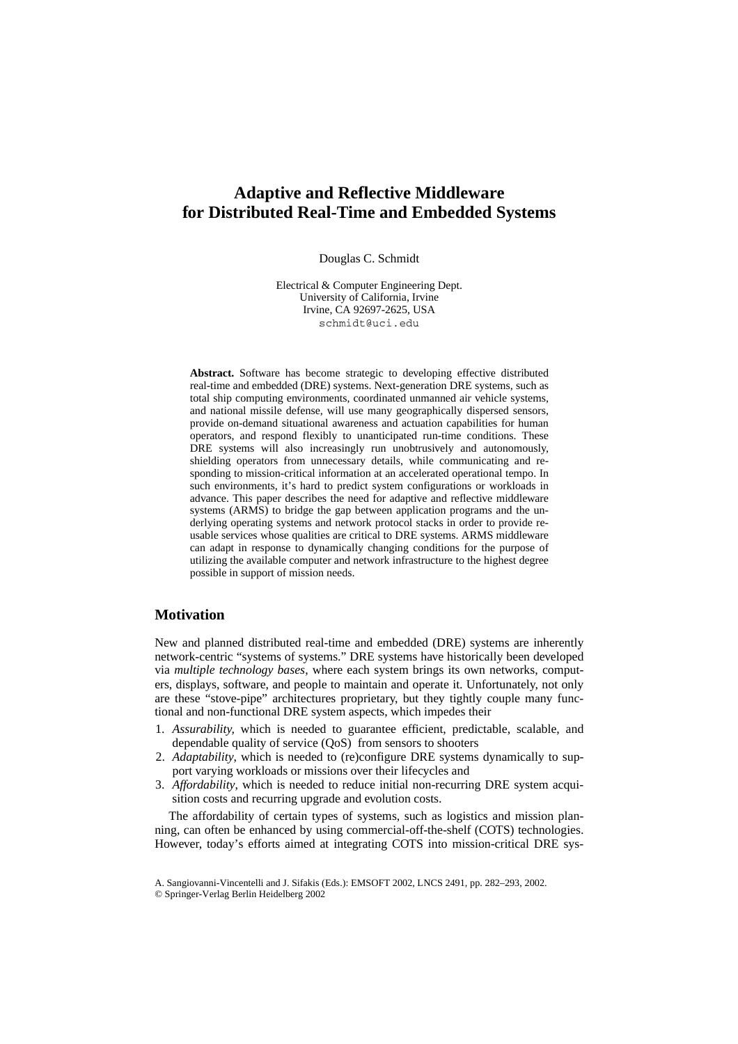# Adaptive and Reflective Middleware for Distributed Real-Time and Embedded Systems

Douglas C. Schmidt

Electrical & Computer Engineering Dept.
University of California, Irvine
Irvine, CA 92697-2625, USA
schmidt@uci.edu

**Abstract.** Software has become strategic to developing effective distributed real-time and embedded (DRE) systems. Next-generation DRE systems, such as total ship computing environments, coordinated unmanned air vehicle systems, and national missile defense, will use many geographically dispersed sensors, provide on-demand situational awareness and actuation capabilities for human operators, and respond flexibly to unanticipated run-time conditions. These DRE systems will also increasingly run unobtrusively and autonomously, shielding operators from unnecessary details, while communicating and responding to mission-critical information at an accelerated operational tempo. In such environments, it's hard to predict system configurations or workloads in advance. This paper describes the need for adaptive and reflective middleware systems (ARMS) to bridge the gap between application programs and the underlying operating systems and network protocol stacks in order to provide reusable services whose qualities are critical to DRE systems. ARMS middleware can adapt in response to dynamically changing conditions for the purpose of utilizing the available computer and network infrastructure to the highest degree possible in support of mission needs.

## Motivation

New and planned distributed real-time and embedded (DRE) systems are inherently network-centric "systems of systems." DRE systems have historically been developed via *multiple technology bases*, where each system brings its own networks, computers, displays, software, and people to maintain and operate it. Unfortunately, not only are these "stove-pipe" architectures proprietary, but they tightly couple many functional and non-functional DRE system aspects, which impedes their

1. *Assurability*, which is needed to guarantee efficient, predictable, scalable, and dependable quality of service (QoS) from sensors to shooters
2. *Adaptability*, which is needed to (re)configure DRE systems dynamically to support varying workloads or missions over their lifecycles and
3. *Affordability*, which is needed to reduce initial non-recurring DRE system acquisition costs and recurring upgrade and evolution costs.

The affordability of certain types of systems, such as logistics and mission planning, can often be enhanced by using commercial-off-the-shelf (COTS) technologies. However, today's efforts aimed at integrating COTS into mission-critical DRE sys-

A. Sangiovanni-Vincentelli and J. Sifakis (Eds.): EMSOFT 2002, LNCS 2491, pp. 282–293, 2002.
© Springer-Verlag Berlin Heidelberg 2002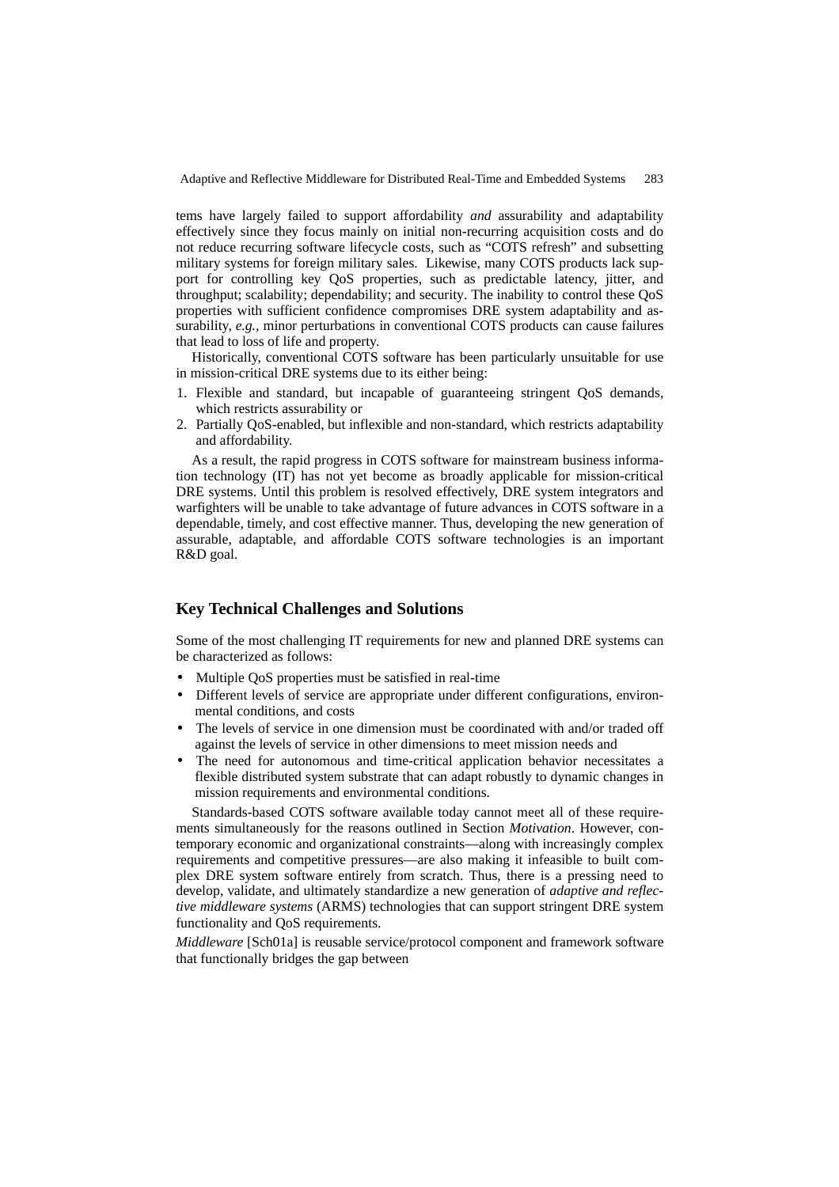tems have largely failed to support affordability *and* assurability and adaptability effectively since they focus mainly on initial non-recurring acquisition costs and do not reduce recurring software lifecycle costs, such as "COTS refresh" and subsetting military systems for foreign military sales. Likewise, many COTS products lack support for controlling key QoS properties, such as predictable latency, jitter, and throughput; scalability; dependability; and security. The inability to control these QoS properties with sufficient confidence compromises DRE system adaptability and assurability, *e.g.*, minor perturbations in conventional COTS products can cause failures that lead to loss of life and property.

Historically, conventional COTS software has been particularly unsuitable for use in mission-critical DRE systems due to its either being:

1. Flexible and standard, but incapable of guaranteeing stringent QoS demands, which restricts assurability or
2. Partially QoS-enabled, but inflexible and non-standard, which restricts adaptability and affordability.

As a result, the rapid progress in COTS software for mainstream business information technology (IT) has not yet become as broadly applicable for mission-critical DRE systems. Until this problem is resolved effectively, DRE system integrators and warfighters will be unable to take advantage of future advances in COTS software in a dependable, timely, and cost effective manner. Thus, developing the new generation of assurable, adaptable, and affordable COTS software technologies is an important R&D goal.

## Key Technical Challenges and Solutions

Some of the most challenging IT requirements for new and planned DRE systems can be characterized as follows:

- Multiple QoS properties must be satisfied in real-time
- Different levels of service are appropriate under different configurations, environmental conditions, and costs
- The levels of service in one dimension must be coordinated with and/or traded off against the levels of service in other dimensions to meet mission needs and
- The need for autonomous and time-critical application behavior necessitates a flexible distributed system substrate that can adapt robustly to dynamic changes in mission requirements and environmental conditions.

Standards-based COTS software available today cannot meet all of these requirements simultaneously for the reasons outlined in Section *Motivation*. However, contemporary economic and organizational constraints—along with increasingly complex requirements and competitive pressures—are also making it infeasible to built complex DRE system software entirely from scratch. Thus, there is a pressing need to develop, validate, and ultimately standardize a new generation of *adaptive and reflective middleware systems* (ARMS) technologies that can support stringent DRE system functionality and QoS requirements.

*Middleware* [Sch01a] is reusable service/protocol component and framework software that functionally bridges the gap between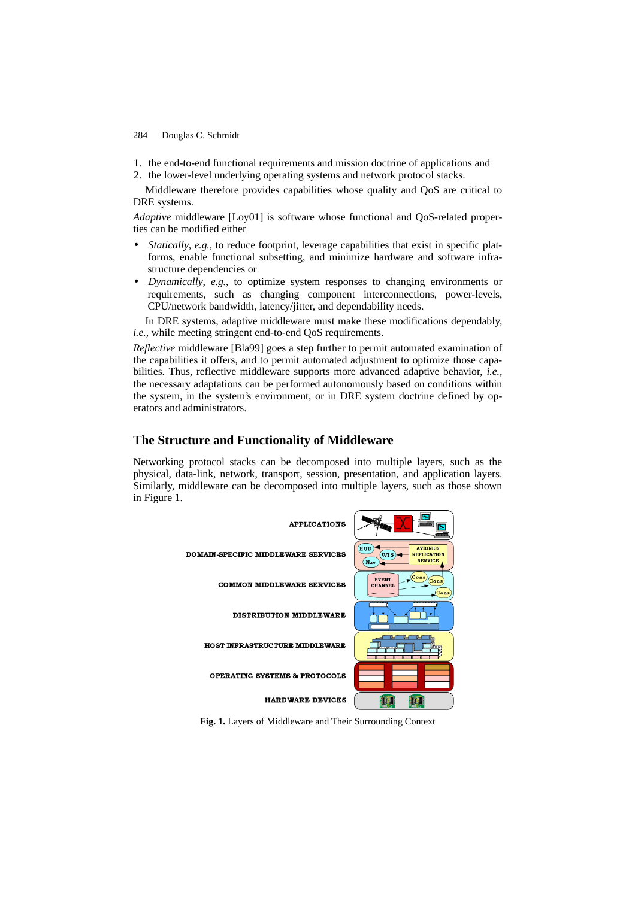1. the end-to-end functional requirements and mission doctrine of applications and
2. the lower-level underlying operating systems and network protocol stacks.

Middleware therefore provides capabilities whose quality and QoS are critical to DRE systems.

*Adaptive* middleware [Loy01] is software whose functional and QoS-related properties can be modified either

- *Statically*, *e.g.*, to reduce footprint, leverage capabilities that exist in specific platforms, enable functional subsetting, and minimize hardware and software infrastructure dependencies or
- *Dynamically*, *e.g.*, to optimize system responses to changing environments or requirements, such as changing component interconnections, power-levels, CPU/network bandwidth, latency/jitter, and dependability needs.

In DRE systems, adaptive middleware must make these modifications dependably, *i.e.*, while meeting stringent end-to-end QoS requirements.

*Reflective* middleware [Bla99] goes a step further to permit automated examination of the capabilities it offers, and to permit automated adjustment to optimize those capabilities. Thus, reflective middleware supports more advanced adaptive behavior, *i.e.*, the necessary adaptations can be performed autonomously based on conditions within the system, in the system's environment, or in DRE system doctrine defined by operators and administrators.

## The Structure and Functionality of Middleware

Networking protocol stacks can be decomposed into multiple layers, such as the physical, data-link, network, transport, session, presentation, and application layers. Similarly, middleware can be decomposed into multiple layers, such as those shown in Figure 1.

APPLICATIONS

DOMAIN-SPECIFIC MIDDLEWARE SERVICES

COMMON MIDDLEWARE SERVICES

DISTRIBUTION MIDDLEWARE

HOST INFRASTRUCTURE MIDDLEWARE

OPERATING SYSTEMS & PROTOCOLS

HARDWARE DEVICES

**Fig. 1.** Layers of Middleware and Their Surrounding Context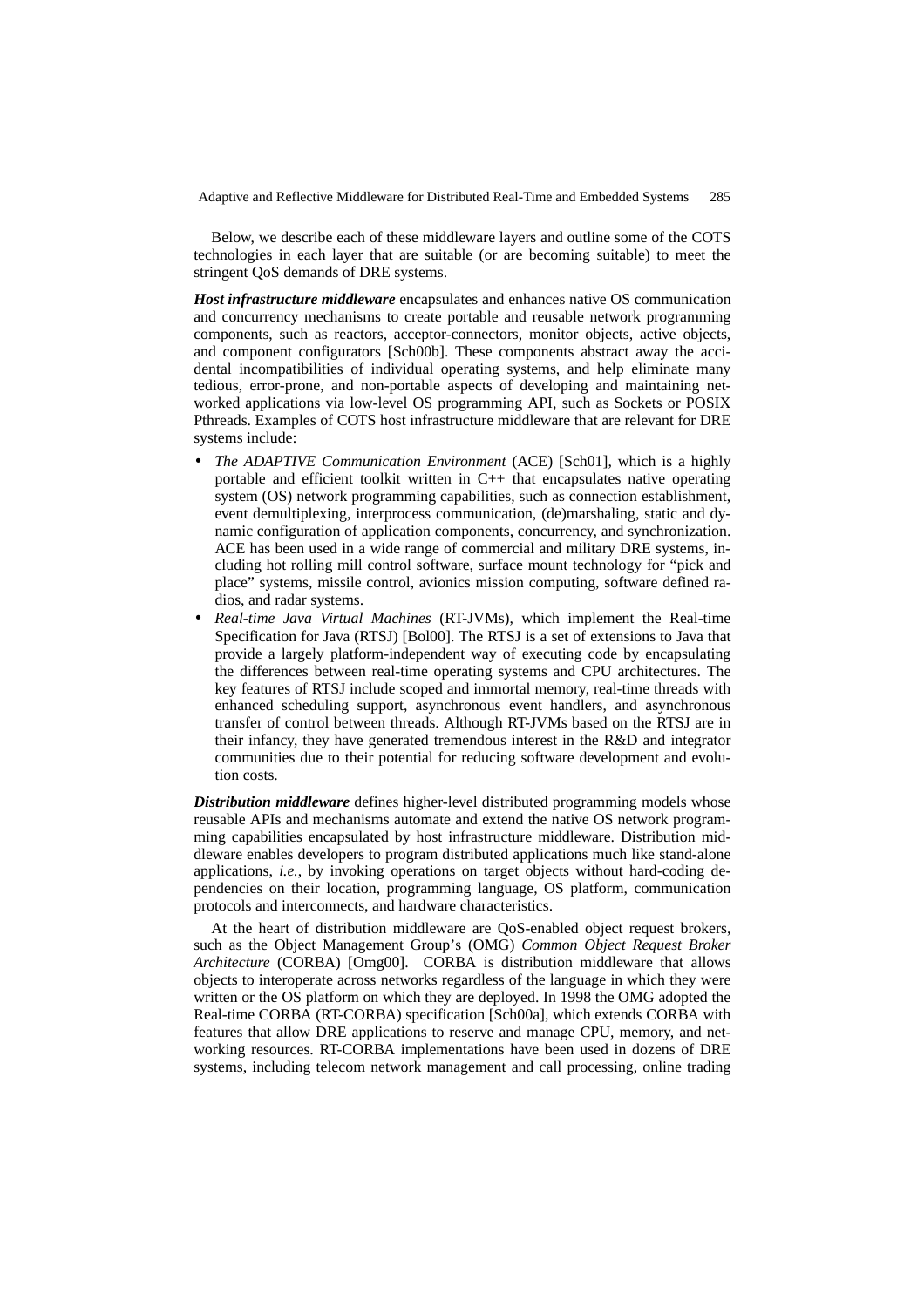Below, we describe each of these middleware layers and outline some of the COTS technologies in each layer that are suitable (or are becoming suitable) to meet the stringent QoS demands of DRE systems.

***Host infrastructure middleware*** encapsulates and enhances native OS communication and concurrency mechanisms to create portable and reusable network programming components, such as reactors, acceptor-connectors, monitor objects, active objects, and component configurators [Sch00b]. These components abstract away the accidental incompatibilities of individual operating systems, and help eliminate many tedious, error-prone, and non-portable aspects of developing and maintaining networked applications via low-level OS programming API, such as Sockets or POSIX Pthreads. Examples of COTS host infrastructure middleware that are relevant for DRE systems include:

- *The ADAPTIVE Communication Environment* (ACE) [Sch01], which is a highly portable and efficient toolkit written in C++ that encapsulates native operating system (OS) network programming capabilities, such as connection establishment, event demultiplexing, interprocess communication, (de)marshaling, static and dynamic configuration of application components, concurrency, and synchronization. ACE has been used in a wide range of commercial and military DRE systems, including hot rolling mill control software, surface mount technology for "pick and place" systems, missile control, avionics mission computing, software defined radios, and radar systems.
- *Real-time Java Virtual Machines* (RT-JVMs), which implement the Real-time Specification for Java (RTSJ) [Bol00]. The RTSJ is a set of extensions to Java that provide a largely platform-independent way of executing code by encapsulating the differences between real-time operating systems and CPU architectures. The key features of RTSJ include scoped and immortal memory, real-time threads with enhanced scheduling support, asynchronous event handlers, and asynchronous transfer of control between threads. Although RT-JVMs based on the RTSJ are in their infancy, they have generated tremendous interest in the R&D and integrator communities due to their potential for reducing software development and evolution costs.

***Distribution middleware*** defines higher-level distributed programming models whose reusable APIs and mechanisms automate and extend the native OS network programming capabilities encapsulated by host infrastructure middleware. Distribution middleware enables developers to program distributed applications much like stand-alone applications, *i.e.*, by invoking operations on target objects without hard-coding dependencies on their location, programming language, OS platform, communication protocols and interconnects, and hardware characteristics.

At the heart of distribution middleware are QoS-enabled object request brokers, such as the Object Management Group's (OMG) *Common Object Request Broker Architecture* (CORBA) [Omg00]. CORBA is distribution middleware that allows objects to interoperate across networks regardless of the language in which they were written or the OS platform on which they are deployed. In 1998 the OMG adopted the Real-time CORBA (RT-CORBA) specification [Sch00a], which extends CORBA with features that allow DRE applications to reserve and manage CPU, memory, and networking resources. RT-CORBA implementations have been used in dozens of DRE systems, including telecom network management and call processing, online trading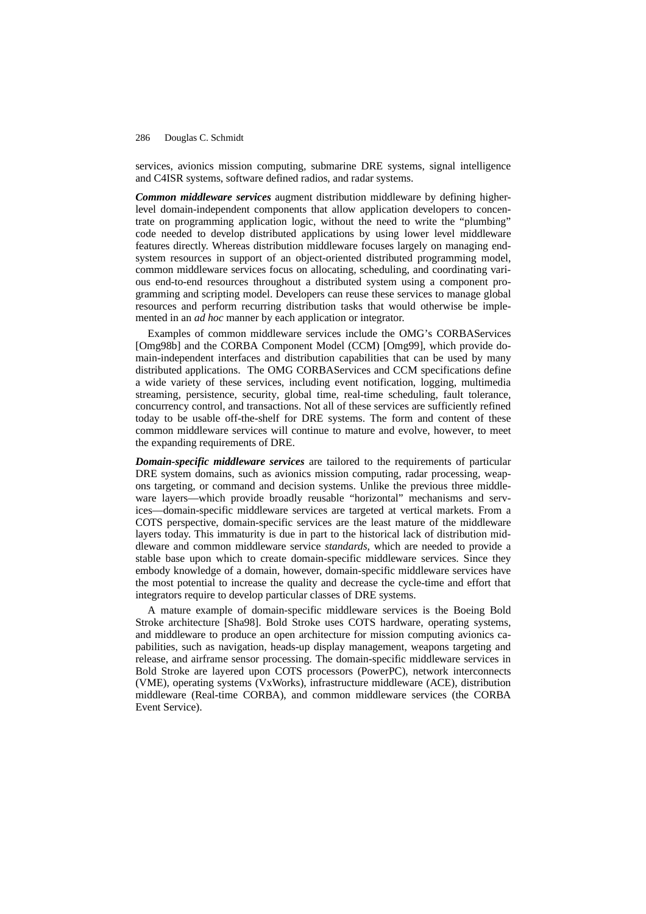services, avionics mission computing, submarine DRE systems, signal intelligence and C4ISR systems, software defined radios, and radar systems.

***Common middleware services*** augment distribution middleware by defining higher-level domain-independent components that allow application developers to concentrate on programming application logic, without the need to write the "plumbing" code needed to develop distributed applications by using lower level middleware features directly. Whereas distribution middleware focuses largely on managing end-system resources in support of an object-oriented distributed programming model, common middleware services focus on allocating, scheduling, and coordinating various end-to-end resources throughout a distributed system using a component programming and scripting model. Developers can reuse these services to manage global resources and perform recurring distribution tasks that would otherwise be implemented in an *ad hoc* manner by each application or integrator.

Examples of common middleware services include the OMG's CORBAServices [Omg98b] and the CORBA Component Model (CCM) [Omg99], which provide domain-independent interfaces and distribution capabilities that can be used by many distributed applications. The OMG CORBAServices and CCM specifications define a wide variety of these services, including event notification, logging, multimedia streaming, persistence, security, global time, real-time scheduling, fault tolerance, concurrency control, and transactions. Not all of these services are sufficiently refined today to be usable off-the-shelf for DRE systems. The form and content of these common middleware services will continue to mature and evolve, however, to meet the expanding requirements of DRE.

***Domain-specific middleware services*** are tailored to the requirements of particular DRE system domains, such as avionics mission computing, radar processing, weapons targeting, or command and decision systems. Unlike the previous three middleware layers—which provide broadly reusable "horizontal" mechanisms and services—domain-specific middleware services are targeted at vertical markets. From a COTS perspective, domain-specific services are the least mature of the middleware layers today. This immaturity is due in part to the historical lack of distribution middleware and common middleware service *standards*, which are needed to provide a stable base upon which to create domain-specific middleware services. Since they embody knowledge of a domain, however, domain-specific middleware services have the most potential to increase the quality and decrease the cycle-time and effort that integrators require to develop particular classes of DRE systems.

A mature example of domain-specific middleware services is the Boeing Bold Stroke architecture [Sha98]. Bold Stroke uses COTS hardware, operating systems, and middleware to produce an open architecture for mission computing avionics capabilities, such as navigation, heads-up display management, weapons targeting and release, and airframe sensor processing. The domain-specific middleware services in Bold Stroke are layered upon COTS processors (PowerPC), network interconnects (VME), operating systems (VxWorks), infrastructure middleware (ACE), distribution middleware (Real-time CORBA), and common middleware services (the CORBA Event Service).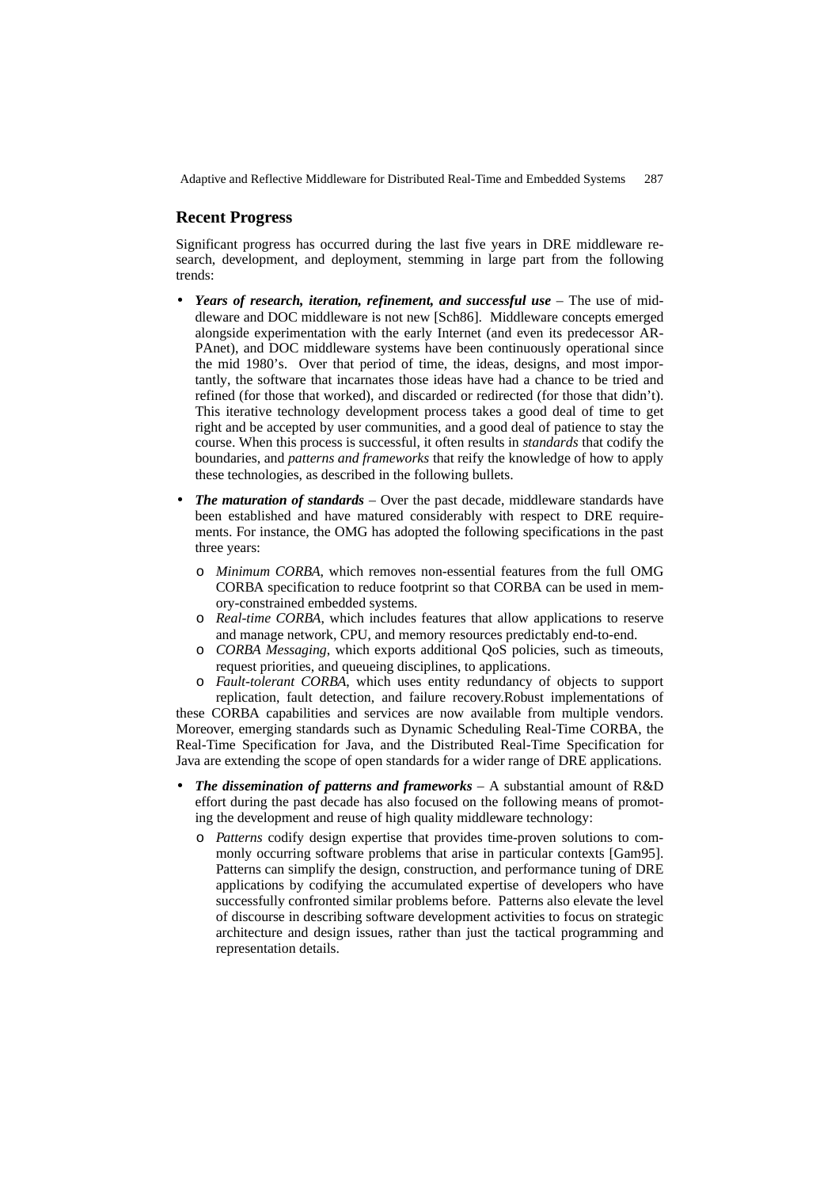## Recent Progress

Significant progress has occurred during the last five years in DRE middleware research, development, and deployment, stemming in large part from the following trends:

- ***Years of research, iteration, refinement, and successful use*** – The use of middleware and DOC middleware is not new [Sch86]. Middleware concepts emerged alongside experimentation with the early Internet (and even its predecessor ARPAnet), and DOC middleware systems have been continuously operational since the mid 1980's. Over that period of time, the ideas, designs, and most importantly, the software that incarnates those ideas have had a chance to be tried and refined (for those that worked), and discarded or redirected (for those that didn't). This iterative technology development process takes a good deal of time to get right and be accepted by user communities, and a good deal of patience to stay the course. When this process is successful, it often results in *standards* that codify the boundaries, and *patterns and frameworks* that reify the knowledge of how to apply these technologies, as described in the following bullets.

- ***The maturation of standards*** – Over the past decade, middleware standards have been established and have matured considerably with respect to DRE requirements. For instance, the OMG has adopted the following specifications in the past three years:
  - *Minimum CORBA*, which removes non-essential features from the full OMG CORBA specification to reduce footprint so that CORBA can be used in memory-constrained embedded systems.
  - *Real-time CORBA*, which includes features that allow applications to reserve and manage network, CPU, and memory resources predictably end-to-end.
  - *CORBA Messaging*, which exports additional QoS policies, such as timeouts, request priorities, and queueing disciplines, to applications.
  - *Fault-tolerant CORBA*, which uses entity redundancy of objects to support replication, fault detection, and failure recovery.

Robust implementations of these CORBA capabilities and services are now available from multiple vendors. Moreover, emerging standards such as Dynamic Scheduling Real-Time CORBA, the Real-Time Specification for Java, and the Distributed Real-Time Specification for Java are extending the scope of open standards for a wider range of DRE applications.

- ***The dissemination of patterns and frameworks*** – A substantial amount of R&D effort during the past decade has also focused on the following means of promoting the development and reuse of high quality middleware technology:
  - *Patterns* codify design expertise that provides time-proven solutions to commonly occurring software problems that arise in particular contexts [Gam95]. Patterns can simplify the design, construction, and performance tuning of DRE applications by codifying the accumulated expertise of developers who have successfully confronted similar problems before. Patterns also elevate the level of discourse in describing software development activities to focus on strategic architecture and design issues, rather than just the tactical programming and representation details.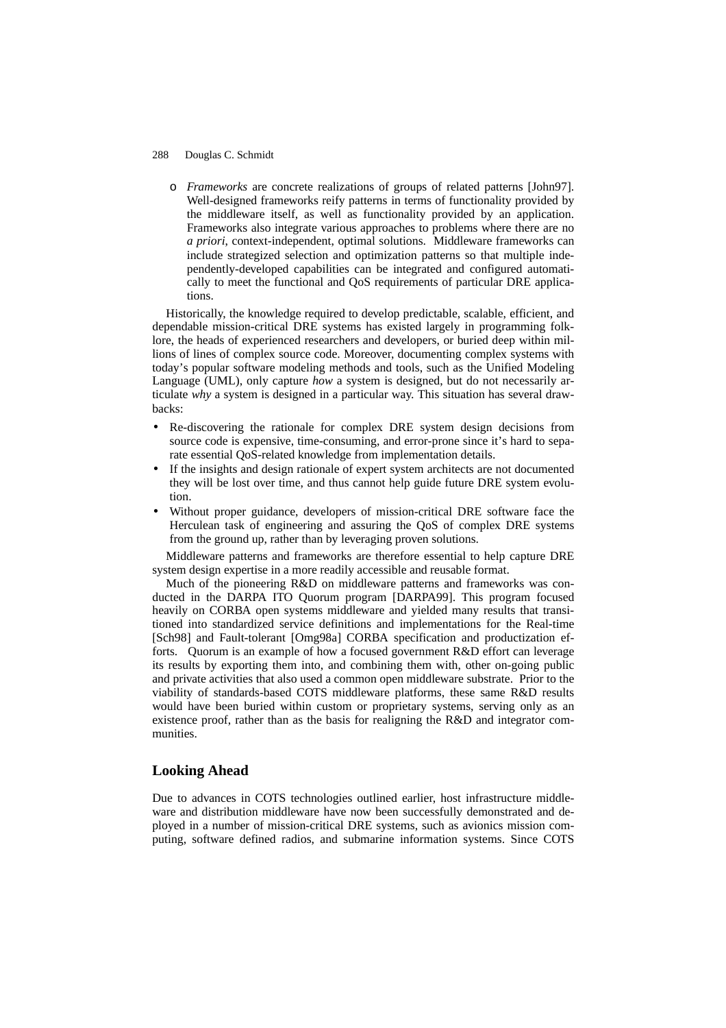- *Frameworks* are concrete realizations of groups of related patterns [John97]. Well-designed frameworks reify patterns in terms of functionality provided by the middleware itself, as well as functionality provided by an application. Frameworks also integrate various approaches to problems where there are no *a priori*, context-independent, optimal solutions. Middleware frameworks can include strategized selection and optimization patterns so that multiple independently-developed capabilities can be integrated and configured automatically to meet the functional and QoS requirements of particular DRE applications.

Historically, the knowledge required to develop predictable, scalable, efficient, and dependable mission-critical DRE systems has existed largely in programming folklore, the heads of experienced researchers and developers, or buried deep within millions of lines of complex source code. Moreover, documenting complex systems with today's popular software modeling methods and tools, such as the Unified Modeling Language (UML), only capture *how* a system is designed, but do not necessarily articulate *why* a system is designed in a particular way. This situation has several drawbacks:

- Re-discovering the rationale for complex DRE system design decisions from source code is expensive, time-consuming, and error-prone since it's hard to separate essential QoS-related knowledge from implementation details.
- If the insights and design rationale of expert system architects are not documented they will be lost over time, and thus cannot help guide future DRE system evolution.
- Without proper guidance, developers of mission-critical DRE software face the Herculean task of engineering and assuring the QoS of complex DRE systems from the ground up, rather than by leveraging proven solutions.

Middleware patterns and frameworks are therefore essential to help capture DRE system design expertise in a more readily accessible and reusable format.

Much of the pioneering R&D on middleware patterns and frameworks was conducted in the DARPA ITO Quorum program [DARPA99]. This program focused heavily on CORBA open systems middleware and yielded many results that transitioned into standardized service definitions and implementations for the Real-time [Sch98] and Fault-tolerant [Omg98a] CORBA specification and productization efforts. Quorum is an example of how a focused government R&D effort can leverage its results by exporting them into, and combining them with, other on-going public and private activities that also used a common open middleware substrate. Prior to the viability of standards-based COTS middleware platforms, these same R&D results would have been buried within custom or proprietary systems, serving only as an existence proof, rather than as the basis for realigning the R&D and integrator communities.

## Looking Ahead

Due to advances in COTS technologies outlined earlier, host infrastructure middleware and distribution middleware have now been successfully demonstrated and deployed in a number of mission-critical DRE systems, such as avionics mission computing, software defined radios, and submarine information systems. Since COTS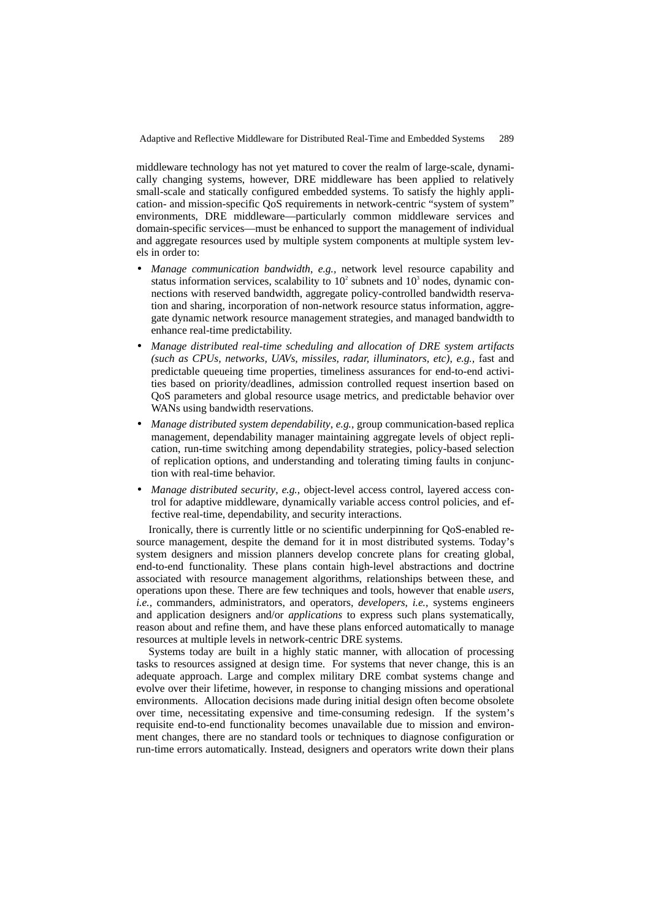middleware technology has not yet matured to cover the realm of large-scale, dynamically changing systems, however, DRE middleware has been applied to relatively small-scale and statically configured embedded systems. To satisfy the highly application- and mission-specific QoS requirements in network-centric "system of system" environments, DRE middleware—particularly common middleware services and domain-specific services—must be enhanced to support the management of individual and aggregate resources used by multiple system components at multiple system levels in order to:

- *Manage communication bandwidth*, *e.g.,* network level resource capability and status information services, scalability to $10^2$ subnets and $10^3$ nodes, dynamic connections with reserved bandwidth, aggregate policy-controlled bandwidth reservation and sharing, incorporation of non-network resource status information, aggregate dynamic network resource management strategies, and managed bandwidth to enhance real-time predictability.
- *Manage distributed real-time scheduling and allocation of DRE system artifacts (such as CPUs, networks, UAVs, missiles, radar, illuminators, etc)*, *e.g.,* fast and predictable queueing time properties, timeliness assurances for end-to-end activities based on priority/deadlines, admission controlled request insertion based on QoS parameters and global resource usage metrics, and predictable behavior over WANs using bandwidth reservations.
- *Manage distributed system dependability*, *e.g.,* group communication-based replica management, dependability manager maintaining aggregate levels of object replication, run-time switching among dependability strategies, policy-based selection of replication options, and understanding and tolerating timing faults in conjunction with real-time behavior.
- *Manage distributed security*, *e.g.,* object-level access control, layered access control for adaptive middleware, dynamically variable access control policies, and effective real-time, dependability, and security interactions.

Ironically, there is currently little or no scientific underpinning for QoS-enabled resource management, despite the demand for it in most distributed systems. Today's system designers and mission planners develop concrete plans for creating global, end-to-end functionality. These plans contain high-level abstractions and doctrine associated with resource management algorithms, relationships between these, and operations upon these. There are few techniques and tools, however that enable *users*, *i.e.,* commanders, administrators, and operators, *developers*, *i.e.,* systems engineers and application designers and/or *applications* to express such plans systematically, reason about and refine them, and have these plans enforced automatically to manage resources at multiple levels in network-centric DRE systems.

Systems today are built in a highly static manner, with allocation of processing tasks to resources assigned at design time. For systems that never change, this is an adequate approach. Large and complex military DRE combat systems change and evolve over their lifetime, however, in response to changing missions and operational environments. Allocation decisions made during initial design often become obsolete over time, necessitating expensive and time-consuming redesign. If the system's requisite end-to-end functionality becomes unavailable due to mission and environment changes, there are no standard tools or techniques to diagnose configuration or run-time errors automatically. Instead, designers and operators write down their plans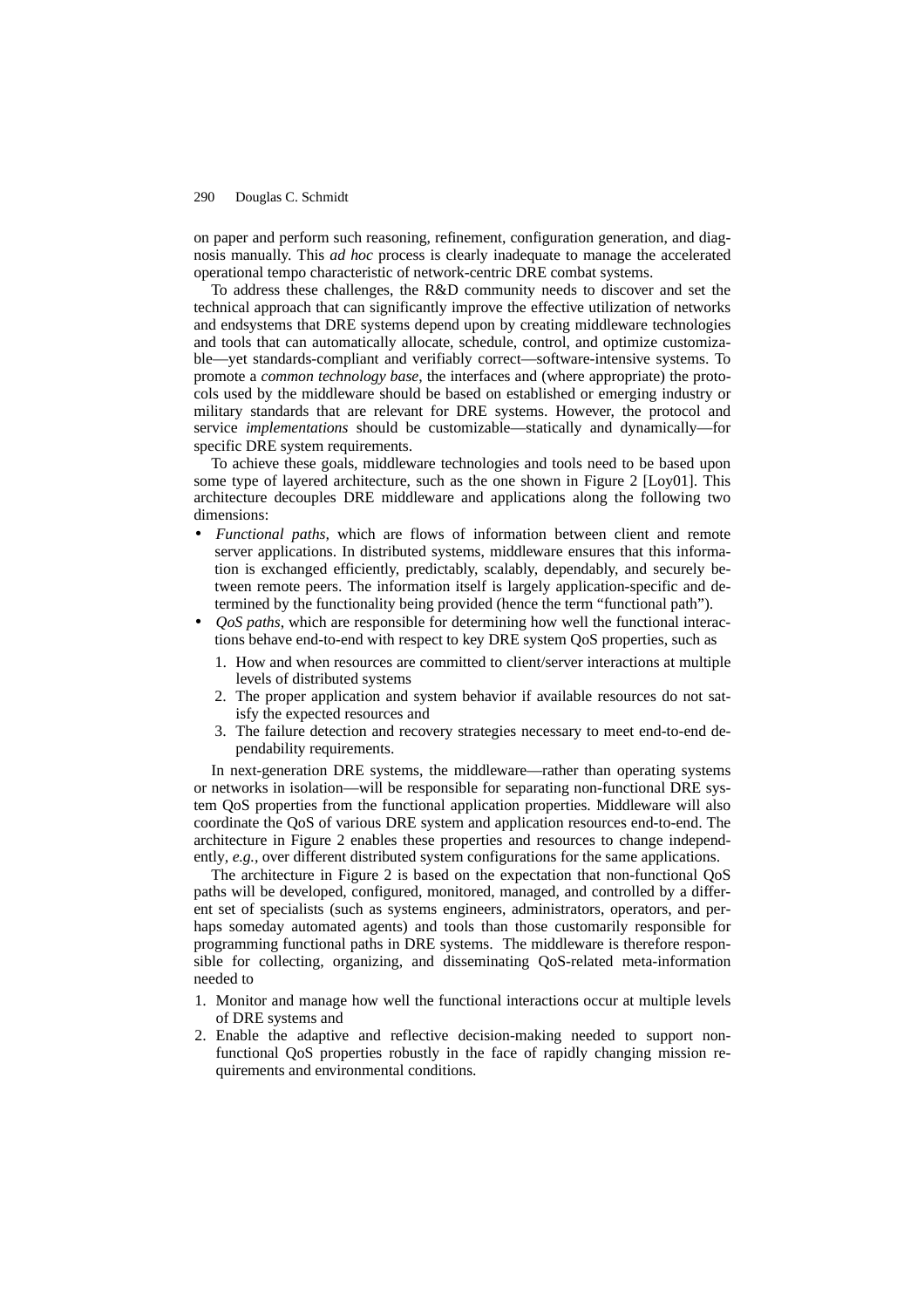on paper and perform such reasoning, refinement, configuration generation, and diagnosis manually. This *ad hoc* process is clearly inadequate to manage the accelerated operational tempo characteristic of network-centric DRE combat systems.

To address these challenges, the R&D community needs to discover and set the technical approach that can significantly improve the effective utilization of networks and endsystems that DRE systems depend upon by creating middleware technologies and tools that can automatically allocate, schedule, control, and optimize customizable—yet standards-compliant and verifiably correct—software-intensive systems. To promote a *common technology base*, the interfaces and (where appropriate) the protocols used by the middleware should be based on established or emerging industry or military standards that are relevant for DRE systems. However, the protocol and service *implementations* should be customizable—statically and dynamically—for specific DRE system requirements.

To achieve these goals, middleware technologies and tools need to be based upon some type of layered architecture, such as the one shown in Figure 2 [Loy01]. This architecture decouples DRE middleware and applications along the following two dimensions:

- *Functional paths*, which are flows of information between client and remote server applications. In distributed systems, middleware ensures that this information is exchanged efficiently, predictably, scalably, dependably, and securely between remote peers. The information itself is largely application-specific and determined by the functionality being provided (hence the term "functional path").
- *QoS paths*, which are responsible for determining how well the functional interactions behave end-to-end with respect to key DRE system QoS properties, such as
  1. How and when resources are committed to client/server interactions at multiple levels of distributed systems
  2. The proper application and system behavior if available resources do not satisfy the expected resources and
  3. The failure detection and recovery strategies necessary to meet end-to-end dependability requirements.

In next-generation DRE systems, the middleware—rather than operating systems or networks in isolation—will be responsible for separating non-functional DRE system QoS properties from the functional application properties. Middleware will also coordinate the QoS of various DRE system and application resources end-to-end. The architecture in Figure 2 enables these properties and resources to change independently, *e.g.*, over different distributed system configurations for the same applications.

The architecture in Figure 2 is based on the expectation that non-functional QoS paths will be developed, configured, monitored, managed, and controlled by a different set of specialists (such as systems engineers, administrators, operators, and perhaps someday automated agents) and tools than those customarily responsible for programming functional paths in DRE systems. The middleware is therefore responsible for collecting, organizing, and disseminating QoS-related meta-information needed to

1. Monitor and manage how well the functional interactions occur at multiple levels of DRE systems and
2. Enable the adaptive and reflective decision-making needed to support non-functional QoS properties robustly in the face of rapidly changing mission requirements and environmental conditions.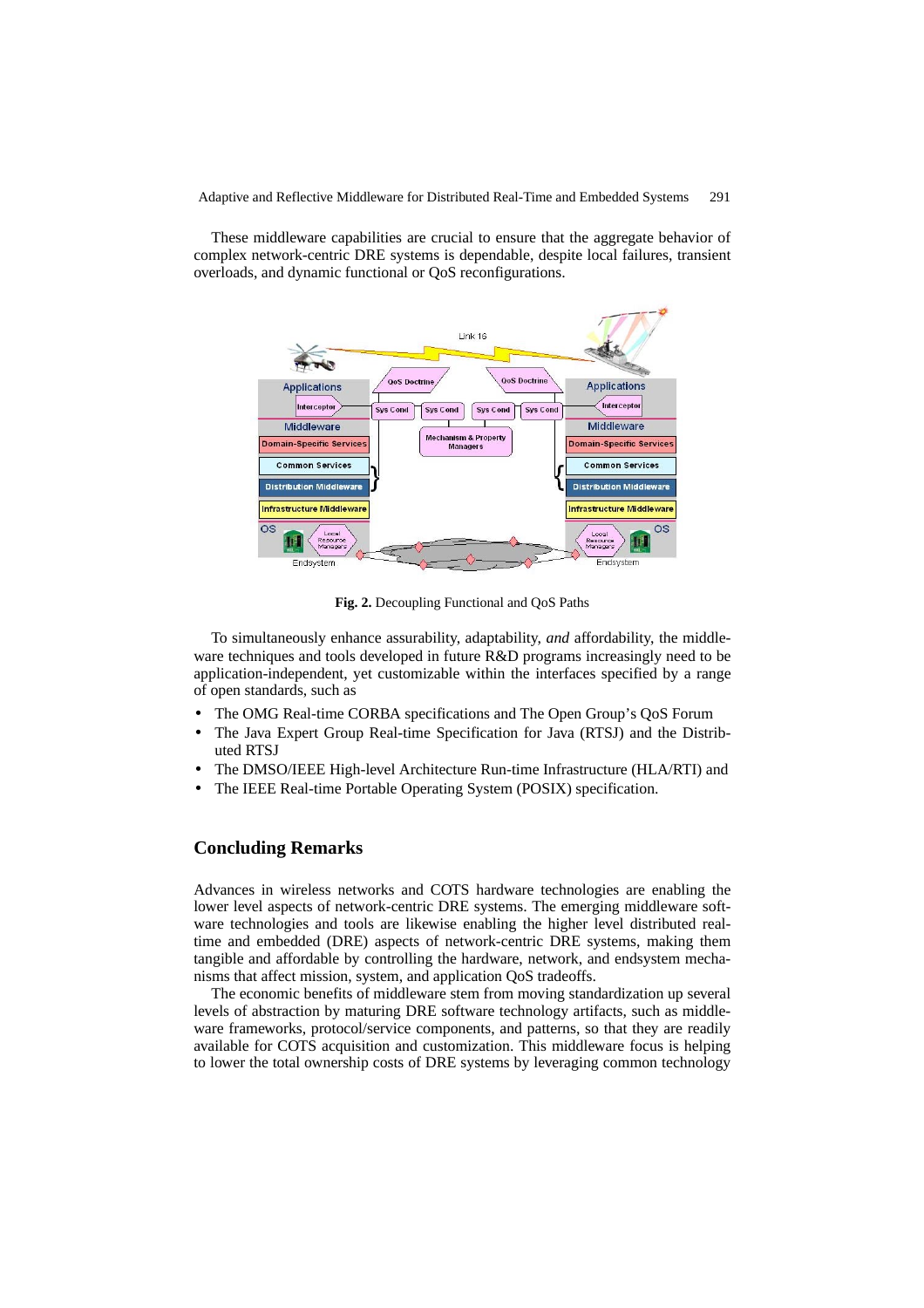These middleware capabilities are crucial to ensure that the aggregate behavior of complex network-centric DRE systems is dependable, despite local failures, transient overloads, and dynamic functional or QoS reconfigurations.

**Fig. 2.** Decoupling Functional and QoS Paths

To simultaneously enhance assurability, adaptability, *and* affordability, the middleware techniques and tools developed in future R&D programs increasingly need to be application-independent, yet customizable within the interfaces specified by a range of open standards, such as

- The OMG Real-time CORBA specifications and The Open Group's QoS Forum
- The Java Expert Group Real-time Specification for Java (RTSJ) and the Distributed RTSJ
- The DMSO/IEEE High-level Architecture Run-time Infrastructure (HLA/RTI) and
- The IEEE Real-time Portable Operating System (POSIX) specification.

## Concluding Remarks

Advances in wireless networks and COTS hardware technologies are enabling the lower level aspects of network-centric DRE systems. The emerging middleware software technologies and tools are likewise enabling the higher level distributed real-time and embedded (DRE) aspects of network-centric DRE systems, making them tangible and affordable by controlling the hardware, network, and endsystem mechanisms that affect mission, system, and application QoS tradeoffs.

The economic benefits of middleware stem from moving standardization up several levels of abstraction by maturing DRE software technology artifacts, such as middleware frameworks, protocol/service components, and patterns, so that they are readily available for COTS acquisition and customization. This middleware focus is helping to lower the total ownership costs of DRE systems by leveraging common technology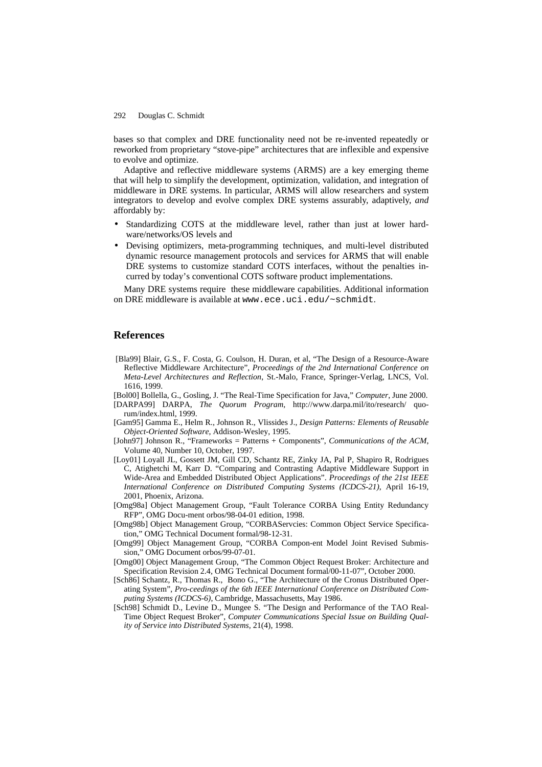bases so that complex and DRE functionality need not be re-invented repeatedly or reworked from proprietary "stove-pipe" architectures that are inflexible and expensive to evolve and optimize.

Adaptive and reflective middleware systems (ARMS) are a key emerging theme that will help to simplify the development, optimization, validation, and integration of middleware in DRE systems. In particular, ARMS will allow researchers and system integrators to develop and evolve complex DRE systems assurably, adaptively, *and* affordably by:

- Standardizing COTS at the middleware level, rather than just at lower hardware/networks/OS levels and
- Devising optimizers, meta-programming techniques, and multi-level distributed dynamic resource management protocols and services for ARMS that will enable DRE systems to customize standard COTS interfaces, without the penalties incurred by today's conventional COTS software product implementations.

Many DRE systems require these middleware capabilities. Additional information on DRE middleware is available at `www.ece.uci.edu/~schmidt`.

## References

[Bla99] Blair, G.S., F. Costa, G. Coulson, H. Duran, et al, "The Design of a Resource-Aware Reflective Middleware Architecture", *Proceedings of the 2nd International Conference on Meta-Level Architectures and Reflection*, St.-Malo, France, Springer-Verlag, LNCS, Vol. 1616, 1999.

[Bol00] Bollella, G., Gosling, J. "The Real-Time Specification for Java," *Computer*, June 2000.

[DARPA99] DARPA, *The Quorum Program*, http://www.darpa.mil/ito/research/ quorum/index.html, 1999.

[Gam95] Gamma E., Helm R., Johnson R., Vlissides J., *Design Patterns: Elements of Reusable Object-Oriented Software*, Addison-Wesley, 1995.

[John97] Johnson R., "Frameworks = Patterns + Components", *Communications of the ACM*, Volume 40, Number 10, October, 1997.

[Loy01] Loyall JL, Gossett JM, Gill CD, Schantz RE, Zinky JA, Pal P, Shapiro R, Rodrigues C, Atighetchi M, Karr D. "Comparing and Contrasting Adaptive Middleware Support in Wide-Area and Embedded Distributed Object Applications". *Proceedings of the 21st IEEE International Conference on Distributed Computing Systems (ICDCS-21)*, April 16-19, 2001, Phoenix, Arizona.

[Omg98a] Object Management Group, "Fault Tolerance CORBA Using Entity Redundancy RFP", OMG Docu-ment orbos/98-04-01 edition, 1998.

[Omg98b] Object Management Group, "CORBAServcies: Common Object Service Specification," OMG Technical Document formal/98-12-31.

[Omg99] Object Management Group, "CORBA Compon-ent Model Joint Revised Submission," OMG Document orbos/99-07-01.

[Omg00] Object Management Group, "The Common Object Request Broker: Architecture and Specification Revision 2.4, OMG Technical Document formal/00-11-07", October 2000.

[Sch86] Schantz, R., Thomas R., Bono G., "The Architecture of the Cronus Distributed Operating System", *Pro-ceedings of the 6th IEEE International Conference on Distributed Computing Systems (ICDCS-6)*, Cambridge, Massachusetts, May 1986.

[Sch98] Schmidt D., Levine D., Mungee S. "The Design and Performance of the TAO Real-Time Object Request Broker", *Computer Communications Special Issue on Building Quality of Service into Distributed Systems*, 21(4), 1998.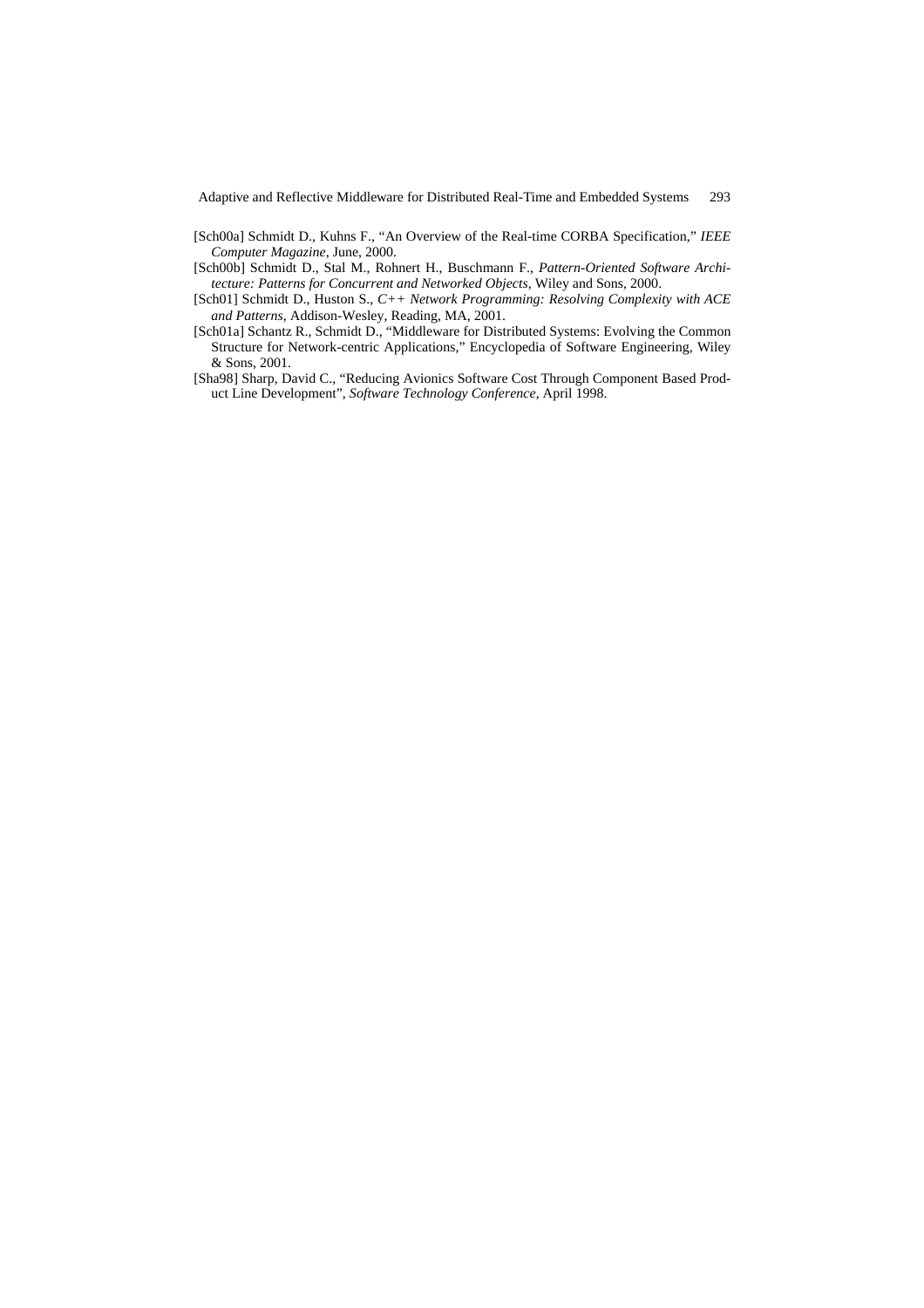[Sch00a] Schmidt D., Kuhns F., "An Overview of the Real-time CORBA Specification," *IEEE Computer Magazine*, June, 2000.

[Sch00b] Schmidt D., Stal M., Rohnert H., Buschmann F., *Pattern-Oriented Software Architecture: Patterns for Concurrent and Networked Objects*, Wiley and Sons, 2000.

[Sch01] Schmidt D., Huston S., *C++ Network Programming: Resolving Complexity with ACE and Patterns*, Addison-Wesley, Reading, MA, 2001.

[Sch01a] Schantz R., Schmidt D., "Middleware for Distributed Systems: Evolving the Common Structure for Network-centric Applications," Encyclopedia of Software Engineering, Wiley & Sons, 2001.

[Sha98] Sharp, David C., "Reducing Avionics Software Cost Through Component Based Product Line Development", *Software Technology Conference*, April 1998.